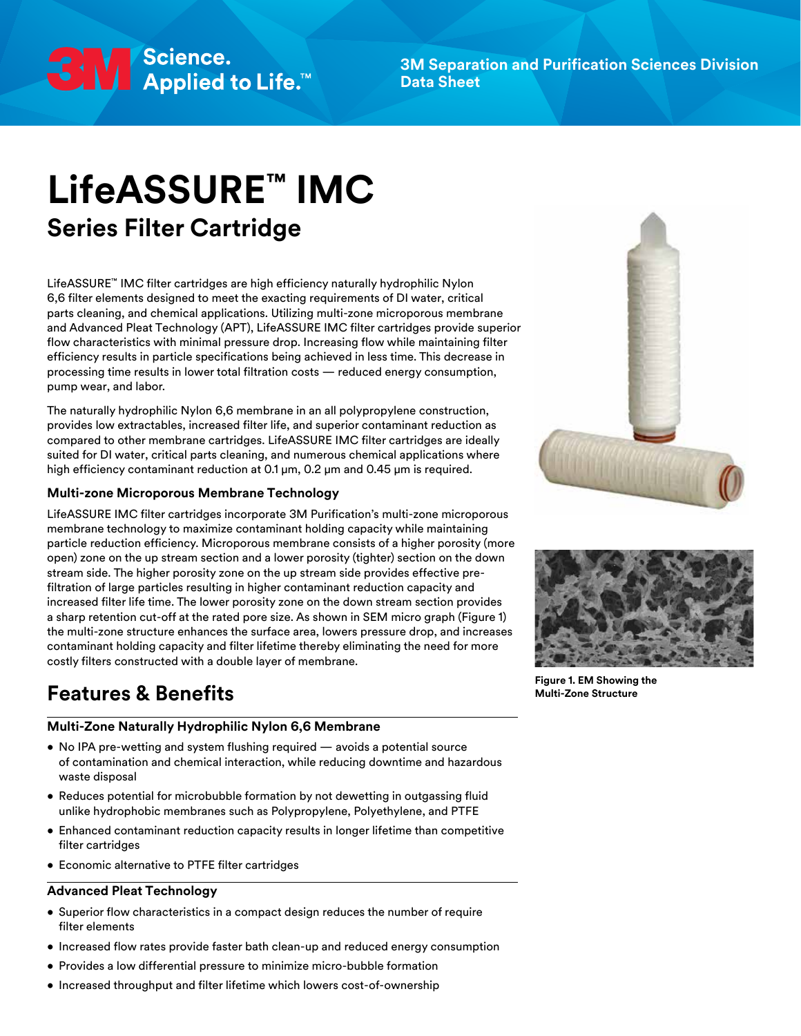# LifeASSURE™ IMC

## Series Filter Cartridge

LifeASSURE™ IMC filter cartridges are high efficiency naturally hydrophilic Nylon 6,6 filter elements designed to meet the exacting requirements of DI water, critical parts cleaning, and chemical applications. Utilizing multi-zone microporous membrane and Advanced Pleat Technology (APT), LifeASSURE IMC filter cartridges provide superior flow characteristics with minimal pressure drop. Increasing flow while maintaining filter efficiency results in particle specifications being achieved in less time. This decrease in processing time results in lower total filtration costs — reduced energy consumption, pump wear, and labor.

The naturally hydrophilic Nylon 6,6 membrane in an all polypropylene construction, provides low extractables, increased filter life, and superior contaminant reduction as compared to other membrane cartridges. LifeASSURE IMC filter cartridges are ideally suited for DI water, critical parts cleaning, and numerous chemical applications where high efficiency contaminant reduction at 0.1 µm, 0.2 µm and 0.45 µm is required.

### Multi-zone Microporous Membrane Technology

LifeASSURE IMC filter cartridges incorporate 3M Purification's multi-zone microporous membrane technology to maximize contaminant holding capacity while maintaining particle reduction efficiency. Microporous membrane consists of a higher porosity (more open) zone on the up stream section and a lower porosity (tighter) section on the down stream side. The higher porosity zone on the up stream side provides effective pre-filtration of large particles resulting in higher contaminant reduction capacity and increased filter life time. The lower porosity zone on the down stream section provides a sharp retention cut-off at the rated pore size. As shown in SEM micro graph (Figure 1) the multi-zone structure enhances the surface area, lowers pressure drop, and increases contaminant holding capacity and filter lifetime thereby eliminating the need for more costly filters constructed with a double layer of membrane.

**Figure 1. EM Showing the Multi-Zone Structure**

## Features & Benefits

### Multi-Zone Naturally Hydrophilic Nylon 6,6 Membrane

- No IPA pre-wetting and system flushing required — avoids a potential source of contamination and chemical interaction, while reducing downtime and hazardous waste disposal
- Reduces potential for microbubble formation by not dewetting in outgassing fluid unlike hydrophobic membranes such as Polypropylene, Polyethylene, and PTFE
- Enhanced contaminant reduction capacity results in longer lifetime than competitive filter cartridges
- Economic alternative to PTFE filter cartridges

### Advanced Pleat Technology

- Superior flow characteristics in a compact design reduces the number of require filter elements
- Increased flow rates provide faster bath clean-up and reduced energy consumption
- Provides a low differential pressure to minimize micro-bubble formation
- Increased throughput and filter lifetime which lowers cost-of-ownership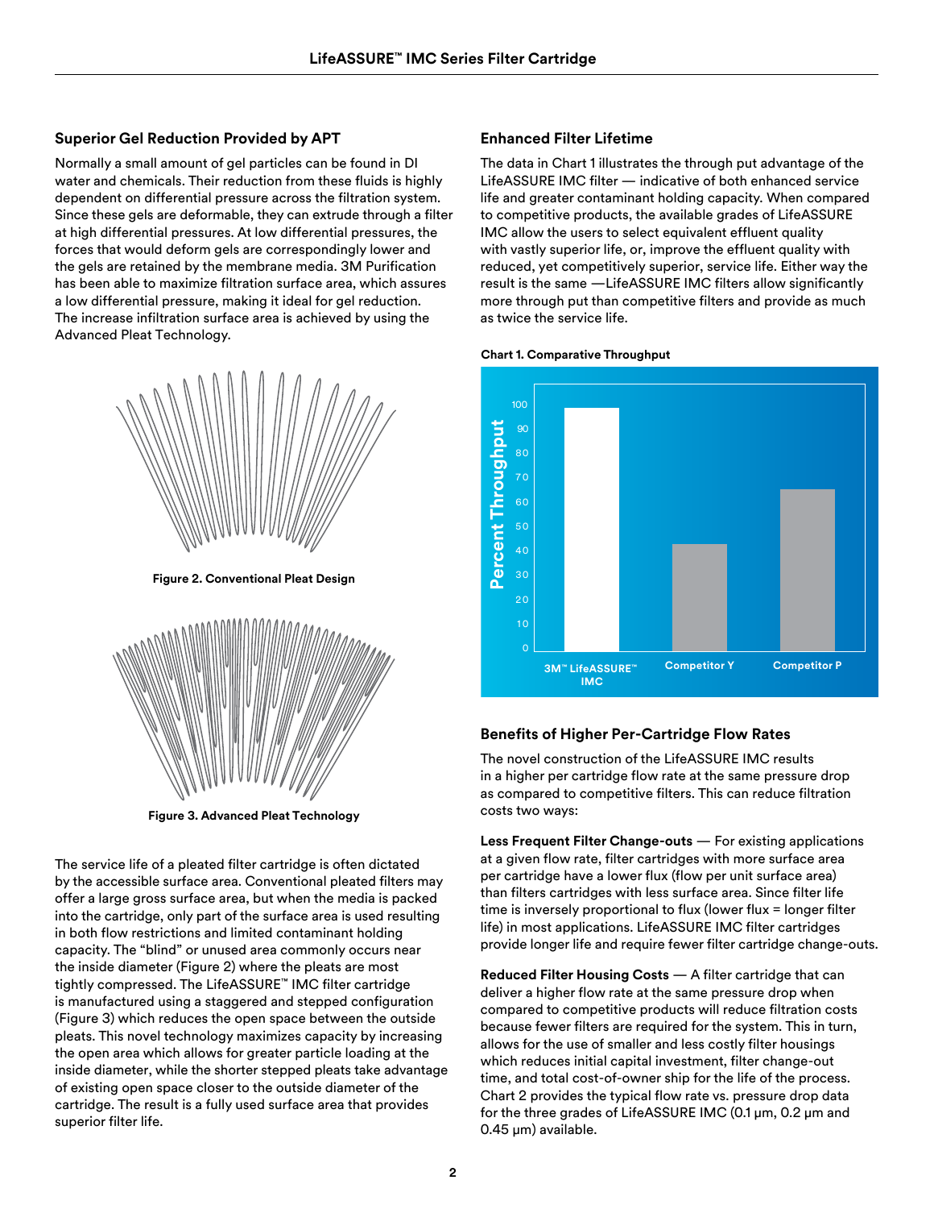## Superior Gel Reduction Provided by APT

Normally a small amount of gel particles can be found in DI water and chemicals. Their reduction from these fluids is highly dependent on differential pressure across the filtration system. Since these gels are deformable, they can extrude through a filter at high differential pressures. At low differential pressures, the forces that would deform gels are correspondingly lower and the gels are retained by the membrane media. 3M Purification has been able to maximize filtration surface area, which assures a low differential pressure, making it ideal for gel reduction. The increase infiltration surface area is achieved by using the Advanced Pleat Technology.

**Figure 2. Conventional Pleat Design**

**Figure 3. Advanced Pleat Technology**

The service life of a pleated filter cartridge is often dictated by the accessible surface area. Conventional pleated filters may offer a large gross surface area, but when the media is packed into the cartridge, only part of the surface area is used resulting in both flow restrictions and limited contaminant holding capacity. The "blind" or unused area commonly occurs near the inside diameter (Figure 2) where the pleats are most tightly compressed. The LifeASSURE™ IMC filter cartridge is manufactured using a staggered and stepped configuration (Figure 3) which reduces the open space between the outside pleats. This novel technology maximizes capacity by increasing the open area which allows for greater particle loading at the inside diameter, while the shorter stepped pleats take advantage of existing open space closer to the outside diameter of the cartridge. The result is a fully used surface area that provides superior filter life.

## Enhanced Filter Lifetime

The data in Chart 1 illustrates the through put advantage of the LifeASSURE IMC filter — indicative of both enhanced service life and greater contaminant holding capacity. When compared to competitive products, the available grades of LifeASSURE IMC allow the users to select equivalent effluent quality with vastly superior life, or, improve the effluent quality with reduced, yet competitively superior, service life. Either way the result is the same —LifeASSURE IMC filters allow significantly more through put than competitive filters and provide as much as twice the service life.

**Chart 1. Comparative Throughput**

| | Percent Throughput (approx.) |
|---|---|
| 3M™ LifeASSURE™ IMC | 100 |
| Competitor Y | 44 |
| Competitor P | 66 |

## Benefits of Higher Per-Cartridge Flow Rates

The novel construction of the LifeASSURE IMC results in a higher per cartridge flow rate at the same pressure drop as compared to competitive filters. This can reduce filtration costs two ways:

**Less Frequent Filter Change-outs** — For existing applications at a given flow rate, filter cartridges with more surface area per cartridge have a lower flux (flow per unit surface area) than filters cartridges with less surface area. Since filter life time is inversely proportional to flux (lower flux = longer filter life) in most applications. LifeASSURE IMC filter cartridges provide longer life and require fewer filter cartridge change-outs.

**Reduced Filter Housing Costs** — A filter cartridge that can deliver a higher flow rate at the same pressure drop when compared to competitive products will reduce filtration costs because fewer filters are required for the system. This in turn, allows for the use of smaller and less costly filter housings which reduces initial capital investment, filter change-out time, and total cost-of-owner ship for the life of the process. Chart 2 provides the typical flow rate vs. pressure drop data for the three grades of LifeASSURE IMC (0.1 µm, 0.2 µm and 0.45 µm) available.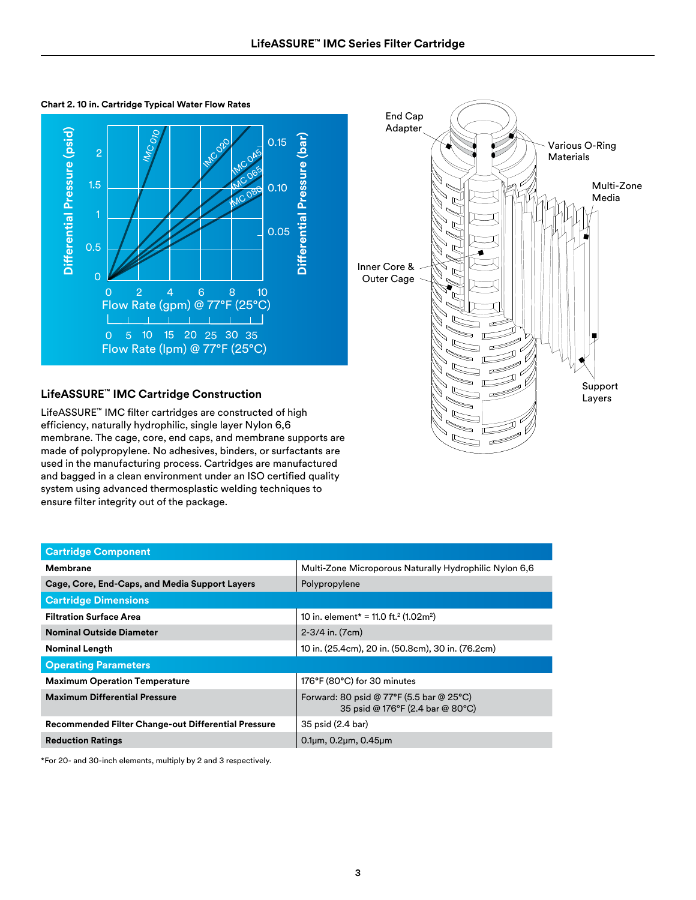**Chart 2. 10 in. Cartridge Typical Water Flow Rates**

## LifeASSURE™ IMC Cartridge Construction

LifeASSURE™ IMC filter cartridges are constructed of high efficiency, naturally hydrophilic, single layer Nylon 6,6 membrane. The cage, core, end caps, and membrane supports are made of polypropylene. No adhesives, binders, or surfactants are used in the manufacturing process. Cartridges are manufactured and bagged in a clean environment under an ISO certified quality system using advanced thermoplastic welding techniques to ensure filter integrity out of the package.

| Cartridge Component | |
|---|---|
| **Membrane** | Multi-Zone Microporous Naturally Hydrophilic Nylon 6,6 |
| **Cage, Core, End-Caps, and Media Support Layers** | Polypropylene |
| **Cartridge Dimensions** | |
| **Filtration Surface Area** | 10 in. element* = 11.0 ft.$^2$ (1.02m$^2$) |
| **Nominal Outside Diameter** | 2-3/4 in. (7cm) |
| **Nominal Length** | 10 in. (25.4cm), 20 in. (50.8cm), 30 in. (76.2cm) |
| **Operating Parameters** | |
| **Maximum Operation Temperature** | 176°F (80°C) for 30 minutes |
| **Maximum Differential Pressure** | Forward: 80 psid @ 77°F (5.5 bar @ 25°C)<br>35 psid @ 176°F (2.4 bar @ 80°C) |
| **Recommended Filter Change-out Differential Pressure** | 35 psid (2.4 bar) |
| **Reduction Ratings** | 0.1µm, 0.2µm, 0.45µm |

*For 20- and 30-inch elements, multiply by 2 and 3 respectively.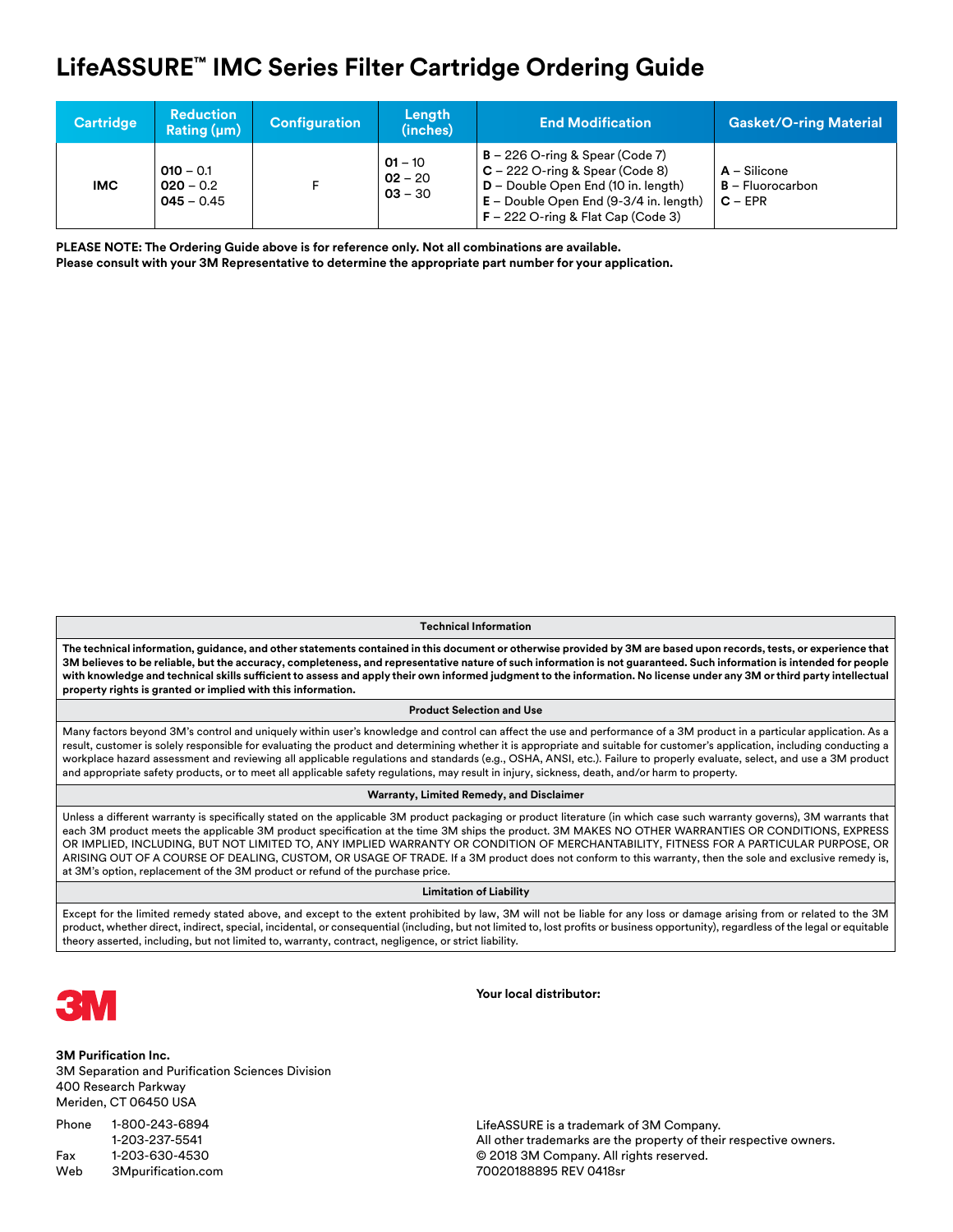# LifeASSURE™ IMC Series Filter Cartridge Ordering Guide

| Cartridge | Reduction Rating (µm) | Configuration | Length (inches) | End Modification | Gasket/O-ring Material |
|---|---|---|---|---|---|
| IMC | **010** – 0.1<br>**020** – 0.2<br>**045** – 0.45 | F | **01** – 10<br>**02** – 20<br>**03** – 30 | **B** – 226 O-ring & Spear (Code 7)<br>**C** – 222 O-ring & Spear (Code 8)<br>**D** – Double Open End (10 in. length)<br>**E** – Double Open End (9-3/4 in. length)<br>**F** – 222 O-ring & Flat Cap (Code 3) | **A** – Silicone<br>**B** – Fluorocarbon<br>**C** – EPR |

**PLEASE NOTE: The Ordering Guide above is for reference only. Not all combinations are available.**
**Please consult with your 3M Representative to determine the appropriate part number for your application.**

**Technical Information**

**The technical information, guidance, and other statements contained in this document or otherwise provided by 3M are based upon records, tests, or experience that 3M believes to be reliable, but the accuracy, completeness, and representative nature of such information is not guaranteed. Such information is intended for people with knowledge and technical skills sufficient to assess and apply their own informed judgment to the information. No license under any 3M or third party intellectual property rights is granted or implied with this information.**

**Product Selection and Use**

Many factors beyond 3M's control and uniquely within user's knowledge and control can affect the use and performance of a 3M product in a particular application. As a result, customer is solely responsible for evaluating the product and determining whether it is appropriate and suitable for customer's application, including conducting a workplace hazard assessment and reviewing all applicable regulations and standards (e.g., OSHA, ANSI, etc.). Failure to properly evaluate, select, and use a 3M product and appropriate safety products, or to meet all applicable safety regulations, may result in injury, sickness, death, and/or harm to property.

**Warranty, Limited Remedy, and Disclaimer**

Unless a different warranty is specifically stated on the applicable 3M product packaging or product literature (in which case such warranty governs), 3M warrants that each 3M product meets the applicable 3M product specification at the time 3M ships the product. 3M MAKES NO OTHER WARRANTIES OR CONDITIONS, EXPRESS OR IMPLIED, INCLUDING, BUT NOT LIMITED TO, ANY IMPLIED WARRANTY OR CONDITION OF MERCHANTABILITY, FITNESS FOR A PARTICULAR PURPOSE, OR ARISING OUT OF A COURSE OF DEALING, CUSTOM, OR USAGE OF TRADE. If a 3M product does not conform to this warranty, then the sole and exclusive remedy is, at 3M's option, replacement of the 3M product or refund of the purchase price.

**Limitation of Liability**

Except for the limited remedy stated above, and except to the extent prohibited by law, 3M will not be liable for any loss or damage arising from or related to the 3M product, whether direct, indirect, special, incidental, or consequential (including, but not limited to, lost profits or business opportunity), regardless of the legal or equitable theory asserted, including, but not limited to, warranty, contract, negligence, or strict liability.

3M

**3M Purification Inc.**
3M Separation and Purification Sciences Division
400 Research Parkway
Meriden, CT 06450 USA

Phone 1-800-243-6894
1-203-237-5541
Fax 1-203-630-4530
Web 3Mpurification.com

**Your local distributor:**

LifeASSURE is a trademark of 3M Company.
All other trademarks are the property of their respective owners.
© 2018 3M Company. All rights reserved.
70020188895 REV 0418sr